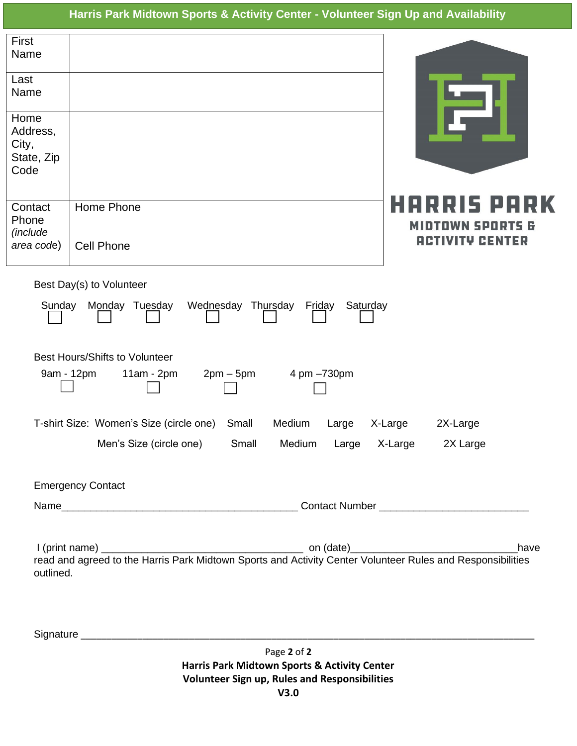# Harris Park Midtown Sports & Activity Center - Volunteer Sign Up and Availability

| | |
|---|---|
| First Name | |
| Last Name | |
| Home Address, City, State, Zip Code | |
| Contact Phone *(include area code)* | Home Phone<br><br>Cell Phone |

HARRIS PARK
MIDTOWN SPORTS & ACTIVITY CENTER

Best Day(s) to Volunteer

| Sunday | Monday | Tuesday | Wednesday | Thursday | Friday | Saturday |
|---|---|---|---|---|---|---|
| ☐ | ☐ | ☐ | ☐ | ☐ | ☐ | ☐ |

Best Hours/Shifts to Volunteer

| 9am - 12pm | 11am - 2pm | 2pm – 5pm | 4 pm –730pm |
|---|---|---|---|
| ☐ | ☐ | ☐ | ☐ |

T-shirt Size: Women's Size (circle one) Small Medium Large X-Large 2X-Large

Men's Size (circle one) Small Medium Large X-Large 2X Large

Emergency Contact

Name__________________________________________ Contact Number ___________________________

I (print name) ____________________________________ on (date)______________________________have read and agreed to the Harris Park Midtown Sports and Activity Center Volunteer Rules and Responsibilities outlined.

Signature ___________________________________________________________________________________

**Harris Park Midtown Sports & Activity Center**
**Volunteer Sign up, Rules and Responsibilities**
**V3.0**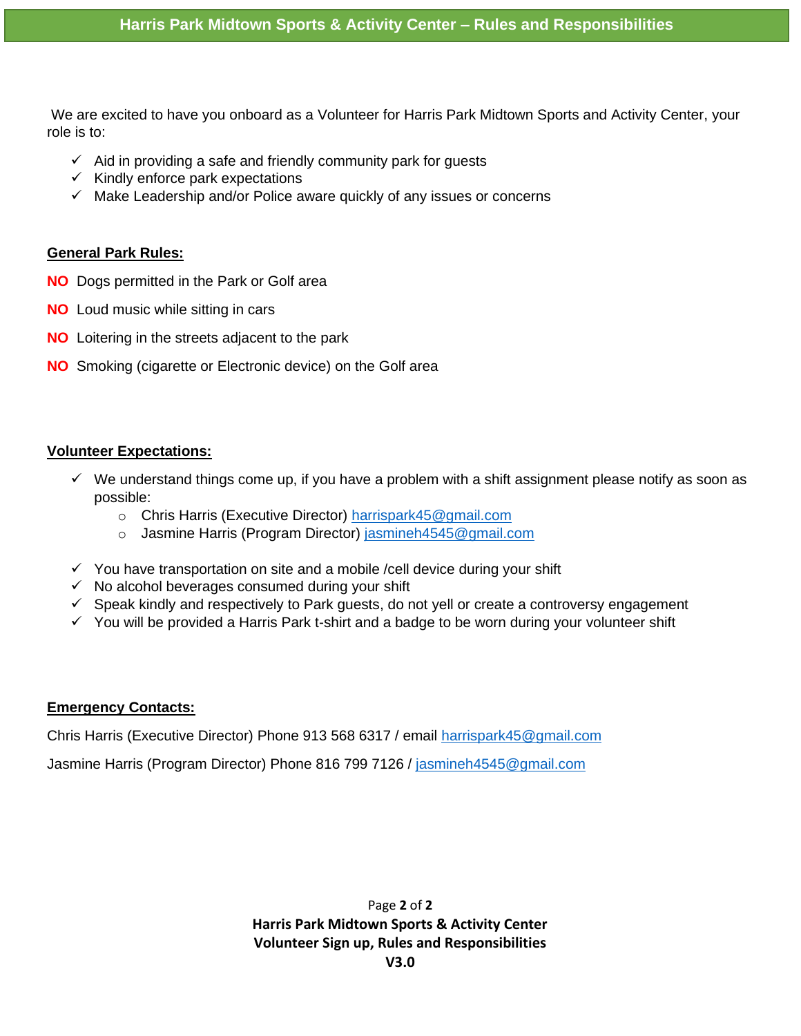# Harris Park Midtown Sports & Activity Center – Rules and Responsibilities

We are excited to have you onboard as a Volunteer for Harris Park Midtown Sports and Activity Center, your role is to:

- ✓ Aid in providing a safe and friendly community park for guests
- ✓ Kindly enforce park expectations
- ✓ Make Leadership and/or Police aware quickly of any issues or concerns

## General Park Rules:

**NO** Dogs permitted in the Park or Golf area

**NO** Loud music while sitting in cars

**NO** Loitering in the streets adjacent to the park

**NO** Smoking (cigarette or Electronic device) on the Golf area

## Volunteer Expectations:

- ✓ We understand things come up, if you have a problem with a shift assignment please notify as soon as possible:
  - Chris Harris (Executive Director) harrispark45@gmail.com
  - Jasmine Harris (Program Director) jasmineh4545@gmail.com

- ✓ You have transportation on site and a mobile /cell device during your shift
- ✓ No alcohol beverages consumed during your shift
- ✓ Speak kindly and respectively to Park guests, do not yell or create a controversy engagement
- ✓ You will be provided a Harris Park t-shirt and a badge to be worn during your volunteer shift

## Emergency Contacts:

Chris Harris (Executive Director) Phone 913 568 6317 / email harrispark45@gmail.com

Jasmine Harris (Program Director) Phone 816 799 7126 / jasmineh4545@gmail.com

**Harris Park Midtown Sports & Activity Center**
**Volunteer Sign up, Rules and Responsibilities**
**V3.0**